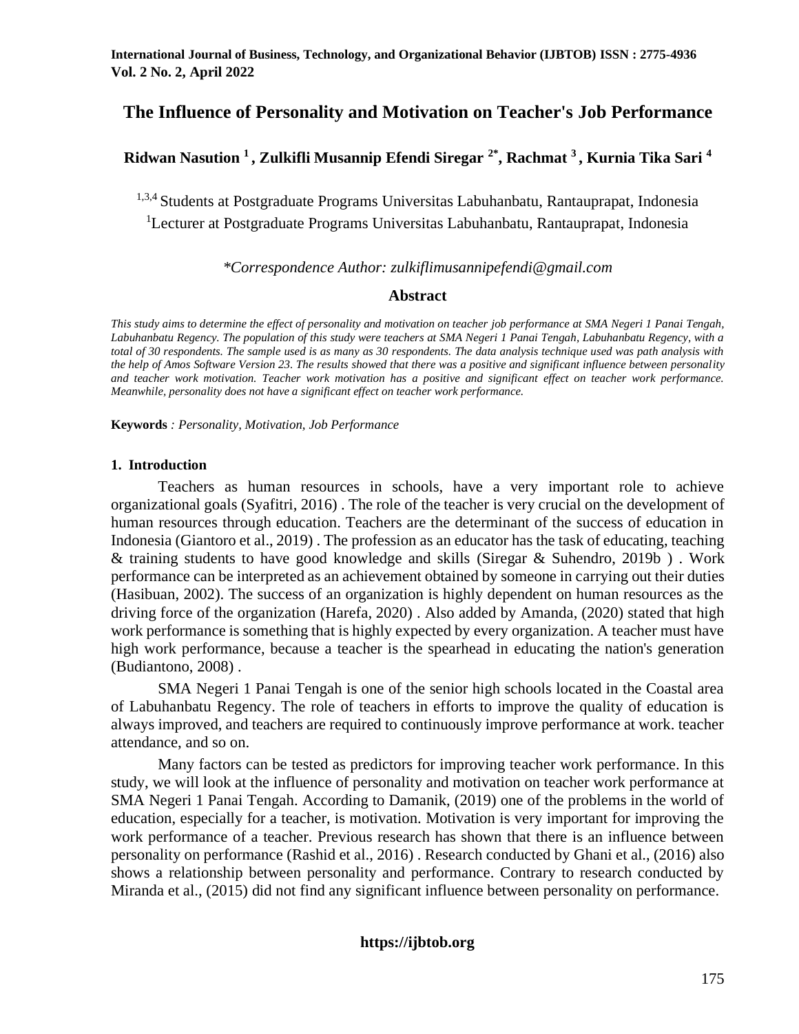# The Influence of Personality and Motivation on Teacher's Job Performance

**Ridwan Nasution [1] , Zulkifli Musannip Efendi Siregar [2*], Rachmat [3] , Kurnia Tika Sari [4]**

[1,3,4] Students at Postgraduate Programs Universitas Labuhanbatu, Rantauprapat, Indonesia
[1]Lecturer at Postgraduate Programs Universitas Labuhanbatu, Rantauprapat, Indonesia

*\*Correspondence Author: zulkiflimusannipefendi@gmail.com*

## Abstract

*This study aims to determine the effect of personality and motivation on teacher job performance at SMA Negeri 1 Panai Tengah, Labuhanbatu Regency. The population of this study were teachers at SMA Negeri 1 Panai Tengah, Labuhanbatu Regency, with a total of 30 respondents. The sample used is as many as 30 respondents. The data analysis technique used was path analysis with the help of Amos Software Version 23. The results showed that there was a positive and significant influence between personality and teacher work motivation. Teacher work motivation has a positive and significant effect on teacher work performance. Meanwhile, personality does not have a significant effect on teacher work performance.*

**Keywords** *: Personality, Motivation, Job Performance*

## 1. Introduction

Teachers as human resources in schools, have a very important role to achieve organizational goals (Syafitri, 2016) . The role of the teacher is very crucial on the development of human resources through education. Teachers are the determinant of the success of education in Indonesia (Giantoro et al., 2019) . The profession as an educator has the task of educating, teaching & training students to have good knowledge and skills (Siregar & Suhendro, 2019b ) . Work performance can be interpreted as an achievement obtained by someone in carrying out their duties (Hasibuan, 2002). The success of an organization is highly dependent on human resources as the driving force of the organization (Harefa, 2020) . Also added by Amanda, (2020) stated that high work performance is something that is highly expected by every organization. A teacher must have high work performance, because a teacher is the spearhead in educating the nation's generation (Budiantono, 2008) .

SMA Negeri 1 Panai Tengah is one of the senior high schools located in the Coastal area of Labuhanbatu Regency. The role of teachers in efforts to improve the quality of education is always improved, and teachers are required to continuously improve performance at work. teacher attendance, and so on.

Many factors can be tested as predictors for improving teacher work performance. In this study, we will look at the influence of personality and motivation on teacher work performance at SMA Negeri 1 Panai Tengah. According to Damanik, (2019) one of the problems in the world of education, especially for a teacher, is motivation. Motivation is very important for improving the work performance of a teacher. Previous research has shown that there is an influence between personality on performance (Rashid et al., 2016) . Research conducted by Ghani et al., (2016) also shows a relationship between personality and performance. Contrary to research conducted by Miranda et al., (2015) did not find any significant influence between personality on performance.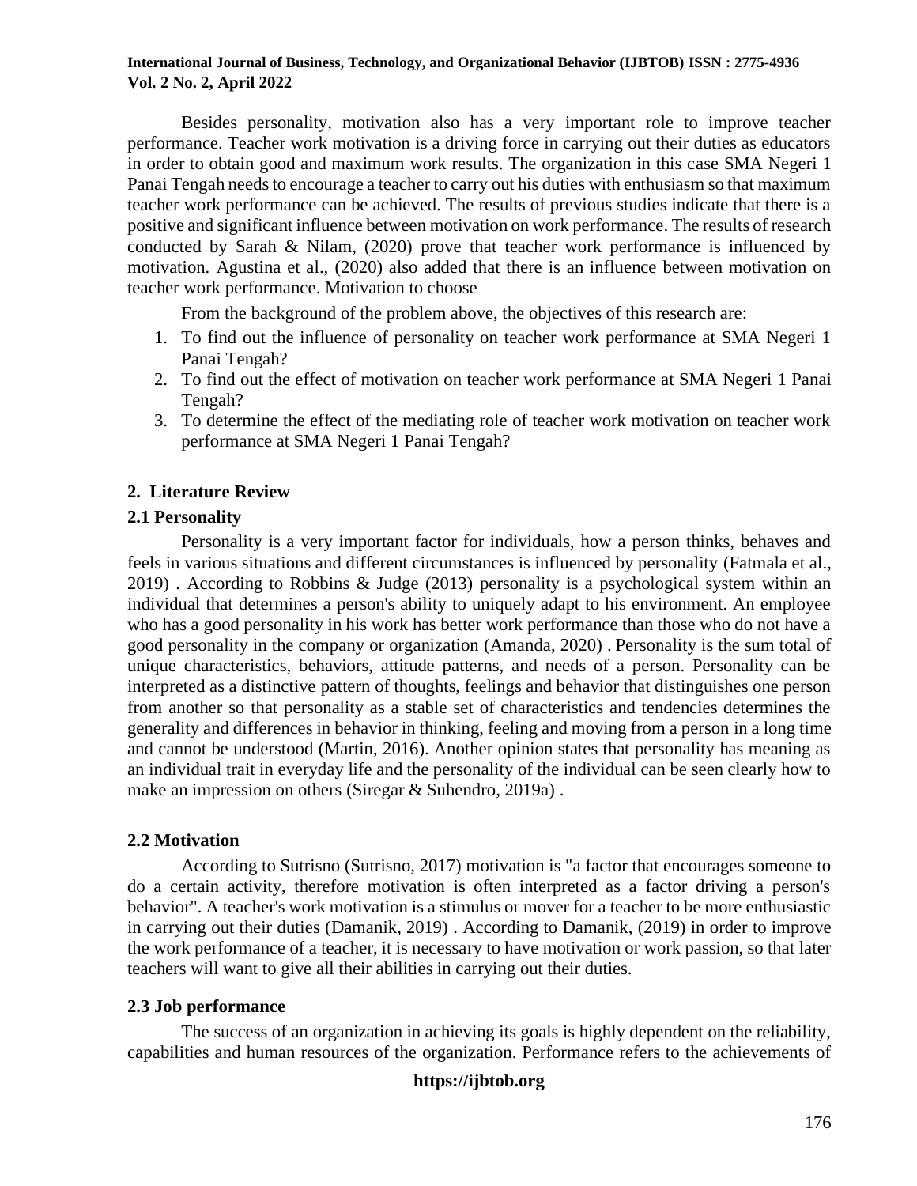Besides personality, motivation also has a very important role to improve teacher performance. Teacher work motivation is a driving force in carrying out their duties as educators in order to obtain good and maximum work results. The organization in this case SMA Negeri 1 Panai Tengah needs to encourage a teacher to carry out his duties with enthusiasm so that maximum teacher work performance can be achieved. The results of previous studies indicate that there is a positive and significant influence between motivation on work performance. The results of research conducted by Sarah & Nilam, (2020) prove that teacher work performance is influenced by motivation. Agustina et al., (2020) also added that there is an influence between motivation on teacher work performance. Motivation to choose

From the background of the problem above, the objectives of this research are:

1. To find out the influence of personality on teacher work performance at SMA Negeri 1 Panai Tengah?
2. To find out the effect of motivation on teacher work performance at SMA Negeri 1 Panai Tengah?
3. To determine the effect of the mediating role of teacher work motivation on teacher work performance at SMA Negeri 1 Panai Tengah?

## 2. Literature Review

### 2.1 Personality

Personality is a very important factor for individuals, how a person thinks, behaves and feels in various situations and different circumstances is influenced by personality (Fatmala et al., 2019) . According to Robbins & Judge (2013) personality is a psychological system within an individual that determines a person's ability to uniquely adapt to his environment. An employee who has a good personality in his work has better work performance than those who do not have a good personality in the company or organization (Amanda, 2020) . Personality is the sum total of unique characteristics, behaviors, attitude patterns, and needs of a person. Personality can be interpreted as a distinctive pattern of thoughts, feelings and behavior that distinguishes one person from another so that personality as a stable set of characteristics and tendencies determines the generality and differences in behavior in thinking, feeling and moving from a person in a long time and cannot be understood (Martin, 2016). Another opinion states that personality has meaning as an individual trait in everyday life and the personality of the individual can be seen clearly how to make an impression on others (Siregar & Suhendro, 2019a) .

### 2.2 Motivation

According to Sutrisno (Sutrisno, 2017) motivation is "a factor that encourages someone to do a certain activity, therefore motivation is often interpreted as a factor driving a person's behavior". A teacher's work motivation is a stimulus or mover for a teacher to be more enthusiastic in carrying out their duties (Damanik, 2019) . According to Damanik, (2019) in order to improve the work performance of a teacher, it is necessary to have motivation or work passion, so that later teachers will want to give all their abilities in carrying out their duties.

### 2.3 Job performance

The success of an organization in achieving its goals is highly dependent on the reliability, capabilities and human resources of the organization. Performance refers to the achievements of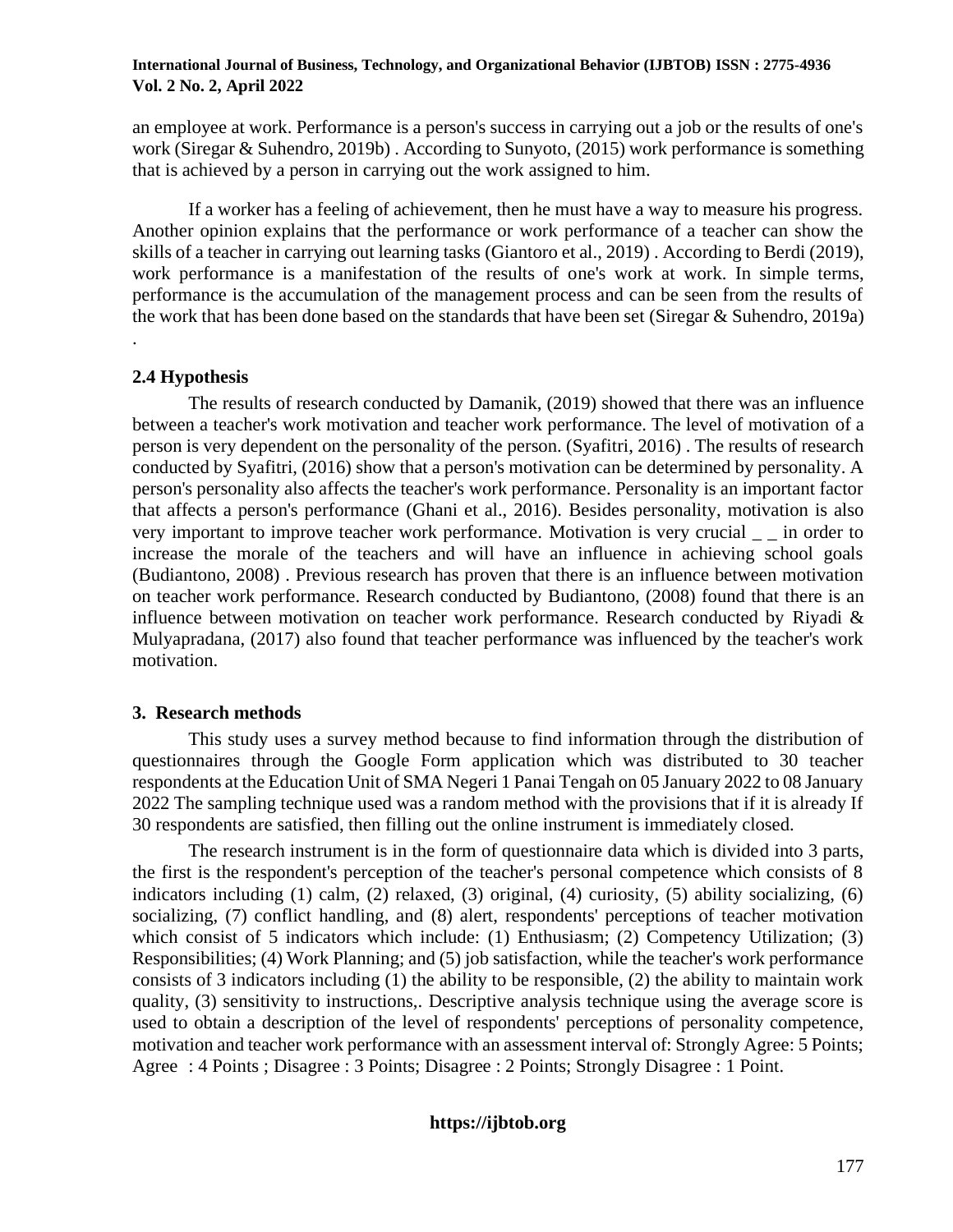an employee at work. Performance is a person's success in carrying out a job or the results of one's work (Siregar & Suhendro, 2019b) . According to Sunyoto, (2015) work performance is something that is achieved by a person in carrying out the work assigned to him.

If a worker has a feeling of achievement, then he must have a way to measure his progress. Another opinion explains that the performance or work performance of a teacher can show the skills of a teacher in carrying out learning tasks (Giantoro et al., 2019) . According to Berdi (2019), work performance is a manifestation of the results of one's work at work. In simple terms, performance is the accumulation of the management process and can be seen from the results of the work that has been done based on the standards that have been set (Siregar & Suhendro, 2019a) .

### 2.4 Hypothesis

The results of research conducted by Damanik, (2019) showed that there was an influence between a teacher's work motivation and teacher work performance. The level of motivation of a person is very dependent on the personality of the person. (Syafitri, 2016) . The results of research conducted by Syafitri, (2016) show that a person's motivation can be determined by personality. A person's personality also affects the teacher's work performance. Personality is an important factor that affects a person's performance (Ghani et al., 2016). Besides personality, motivation is also very important to improve teacher work performance. Motivation is very crucial _ _ in order to increase the morale of the teachers and will have an influence in achieving school goals (Budiantono, 2008) . Previous research has proven that there is an influence between motivation on teacher work performance. Research conducted by Budiantono, (2008) found that there is an influence between motivation on teacher work performance. Research conducted by Riyadi & Mulyapradana, (2017) also found that teacher performance was influenced by the teacher's work motivation.

## 3. Research methods

This study uses a survey method because to find information through the distribution of questionnaires through the Google Form application which was distributed to 30 teacher respondents at the Education Unit of SMA Negeri 1 Panai Tengah on 05 January 2022 to 08 January 2022 The sampling technique used was a random method with the provisions that if it is already If 30 respondents are satisfied, then filling out the online instrument is immediately closed.

The research instrument is in the form of questionnaire data which is divided into 3 parts, the first is the respondent's perception of the teacher's personal competence which consists of 8 indicators including (1) calm, (2) relaxed, (3) original, (4) curiosity, (5) ability socializing, (6) socializing, (7) conflict handling, and (8) alert, respondents' perceptions of teacher motivation which consist of 5 indicators which include: (1) Enthusiasm; (2) Competency Utilization; (3) Responsibilities; (4) Work Planning; and (5) job satisfaction, while the teacher's work performance consists of 3 indicators including (1) the ability to be responsible, (2) the ability to maintain work quality, (3) sensitivity to instructions,. Descriptive analysis technique using the average score is used to obtain a description of the level of respondents' perceptions of personality competence, motivation and teacher work performance with an assessment interval of: Strongly Agree: 5 Points; Agree : 4 Points ; Disagree : 3 Points; Disagree : 2 Points; Strongly Disagree : 1 Point.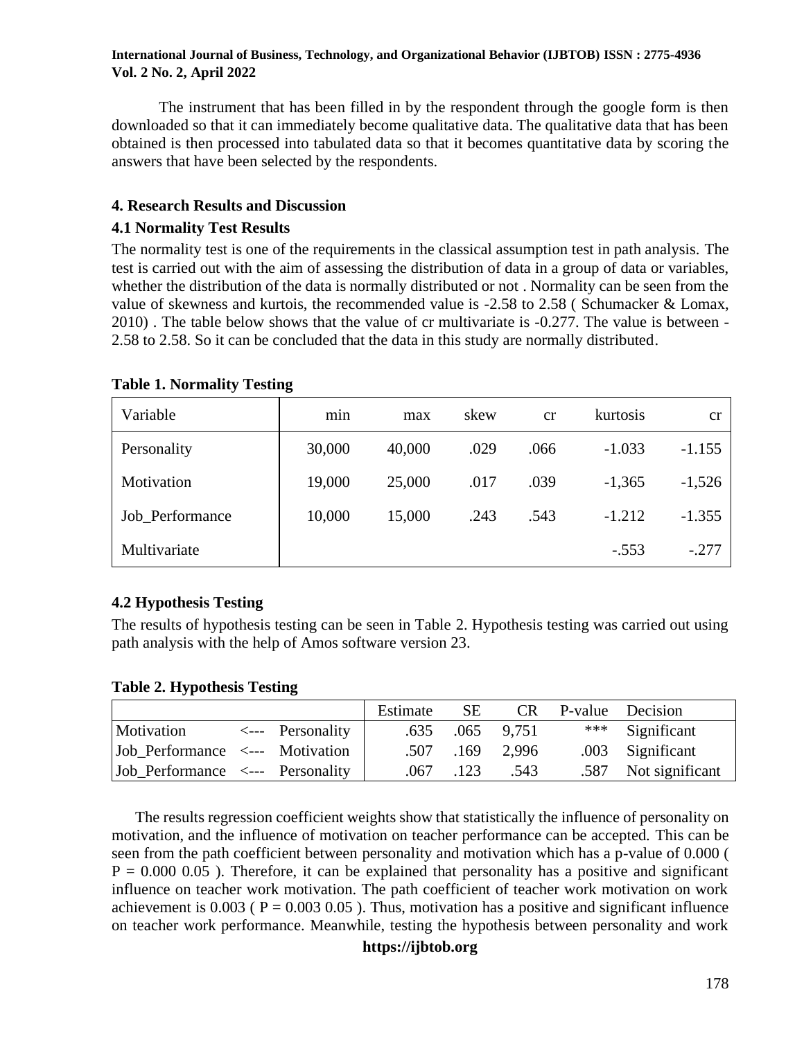The instrument that has been filled in by the respondent through the google form is then downloaded so that it can immediately become qualitative data. The qualitative data that has been obtained is then processed into tabulated data so that it becomes quantitative data by scoring the answers that have been selected by the respondents.

## 4. Research Results and Discussion

### 4.1 Normality Test Results

The normality test is one of the requirements in the classical assumption test in path analysis. The test is carried out with the aim of assessing the distribution of data in a group of data or variables, whether the distribution of the data is normally distributed or not . Normality can be seen from the value of skewness and kurtois, the recommended value is -2.58 to 2.58 ( Schumacker & Lomax, 2010) . The table below shows that the value of cr multivariate is -0.277. The value is between -2.58 to 2.58. So it can be concluded that the data in this study are normally distributed.

**Table 1. Normality Testing**

| Variable | min | max | skew | cr | kurtosis | cr |
|---|---|---|---|---|---|---|
| Personality | 30,000 | 40,000 | .029 | .066 | -1.033 | -1.155 |
| Motivation | 19,000 | 25,000 | .017 | .039 | -1,365 | -1,526 |
| Job_Performance | 10,000 | 15,000 | .243 | .543 | -1.212 | -1.355 |
| Multivariate | | | | | -.553 | -.277 |

### 4.2 Hypothesis Testing

The results of hypothesis testing can be seen in Table 2. Hypothesis testing was carried out using path analysis with the help of Amos software version 23.

**Table 2. Hypothesis Testing**

| | | | Estimate | SE | CR | P-value | Decision |
|---|---|---|---|---|---|---|---|
| Motivation | <--- | Personality | .635 | .065 | 9,751 | *** | Significant |
| Job_Performance | <--- | Motivation | .507 | .169 | 2,996 | .003 | Significant |
| Job_Performance | <--- | Personality | .067 | .123 | .543 | .587 | Not significant |

The results regression coefficient weights show that statistically the influence of personality on motivation, and the influence of motivation on teacher performance can be accepted. This can be seen from the path coefficient between personality and motivation which has a p-value of 0.000 ( P = 0.000 0.05 ). Therefore, it can be explained that personality has a positive and significant influence on teacher work motivation. The path coefficient of teacher work motivation on work achievement is 0.003 ( P = 0.003 0.05 ). Thus, motivation has a positive and significant influence on teacher work performance. Meanwhile, testing the hypothesis between personality and work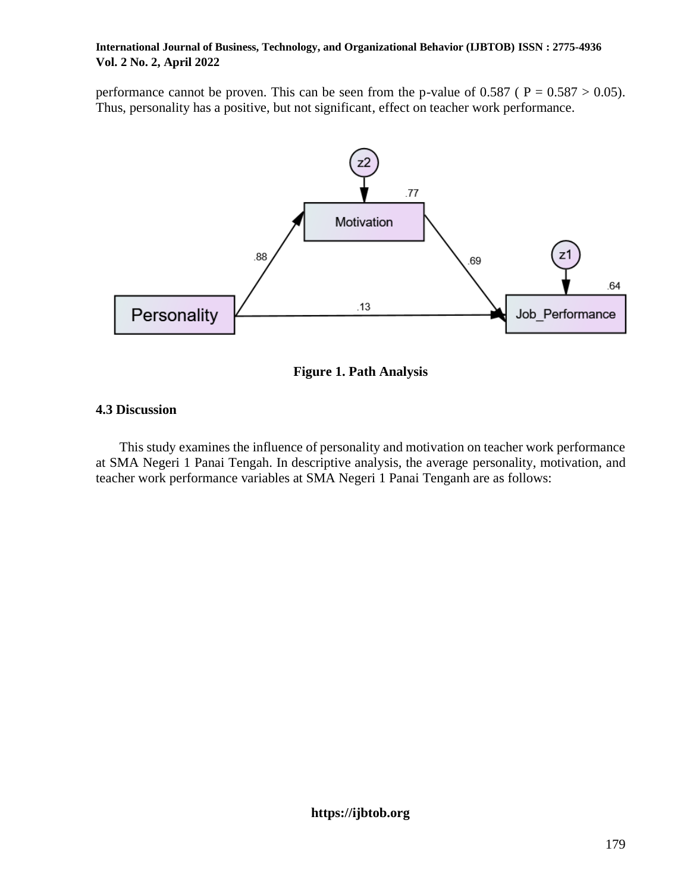performance cannot be proven. This can be seen from the p-value of 0.587 ( P = 0.587 > 0.05). Thus, personality has a positive, but not significant, effect on teacher work performance.

**Figure 1. Path Analysis**

### 4.3 Discussion

This study examines the influence of personality and motivation on teacher work performance at SMA Negeri 1 Panai Tengah. In descriptive analysis, the average personality, motivation, and teacher work performance variables at SMA Negeri 1 Panai Tenganh are as follows: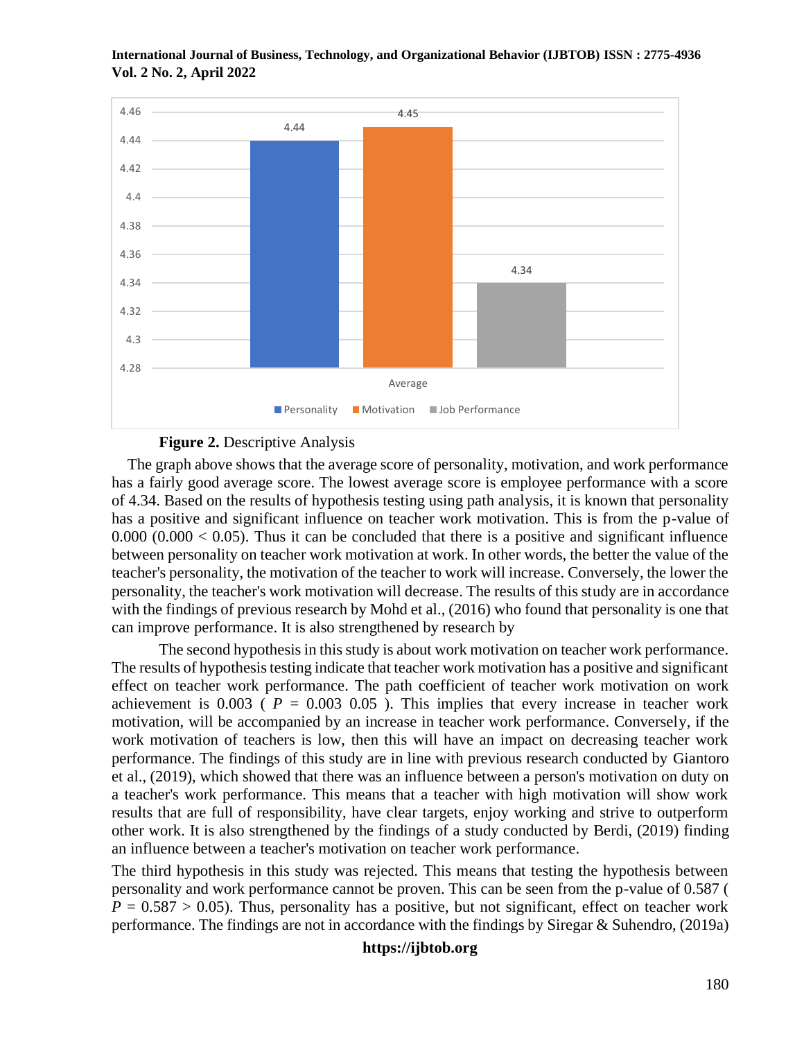**Figure 2.** Descriptive Analysis

The graph above shows that the average score of personality, motivation, and work performance has a fairly good average score. The lowest average score is employee performance with a score of 4.34. Based on the results of hypothesis testing using path analysis, it is known that personality has a positive and significant influence on teacher work motivation. This is from the p-value of 0.000 (0.000 < 0.05). Thus it can be concluded that there is a positive and significant influence between personality on teacher work motivation at work. In other words, the better the value of the teacher's personality, the motivation of the teacher to work will increase. Conversely, the lower the personality, the teacher's work motivation will decrease. The results of this study are in accordance with the findings of previous research by Mohd et al., (2016) who found that personality is one that can improve performance. It is also strengthened by research by

The second hypothesis in this study is about work motivation on teacher work performance. The results of hypothesis testing indicate that teacher work motivation has a positive and significant effect on teacher work performance. The path coefficient of teacher work motivation on work achievement is 0.003 ( $P$ = 0.003 0.05 ). This implies that every increase in teacher work motivation, will be accompanied by an increase in teacher work performance. Conversely, if the work motivation of teachers is low, then this will have an impact on decreasing teacher work performance. The findings of this study are in line with previous research conducted by Giantoro et al., (2019), which showed that there was an influence between a person's motivation on duty on a teacher's work performance. This means that a teacher with high motivation will show work results that are full of responsibility, have clear targets, enjoy working and strive to outperform other work. It is also strengthened by the findings of a study conducted by Berdi, (2019) finding an influence between a teacher's motivation on teacher work performance.

The third hypothesis in this study was rejected. This means that testing the hypothesis between personality and work performance cannot be proven. This can be seen from the p-value of 0.587 ( $P$ = 0.587 > 0.05). Thus, personality has a positive, but not significant, effect on teacher work performance. The findings are not in accordance with the findings by Siregar & Suhendro, (2019a)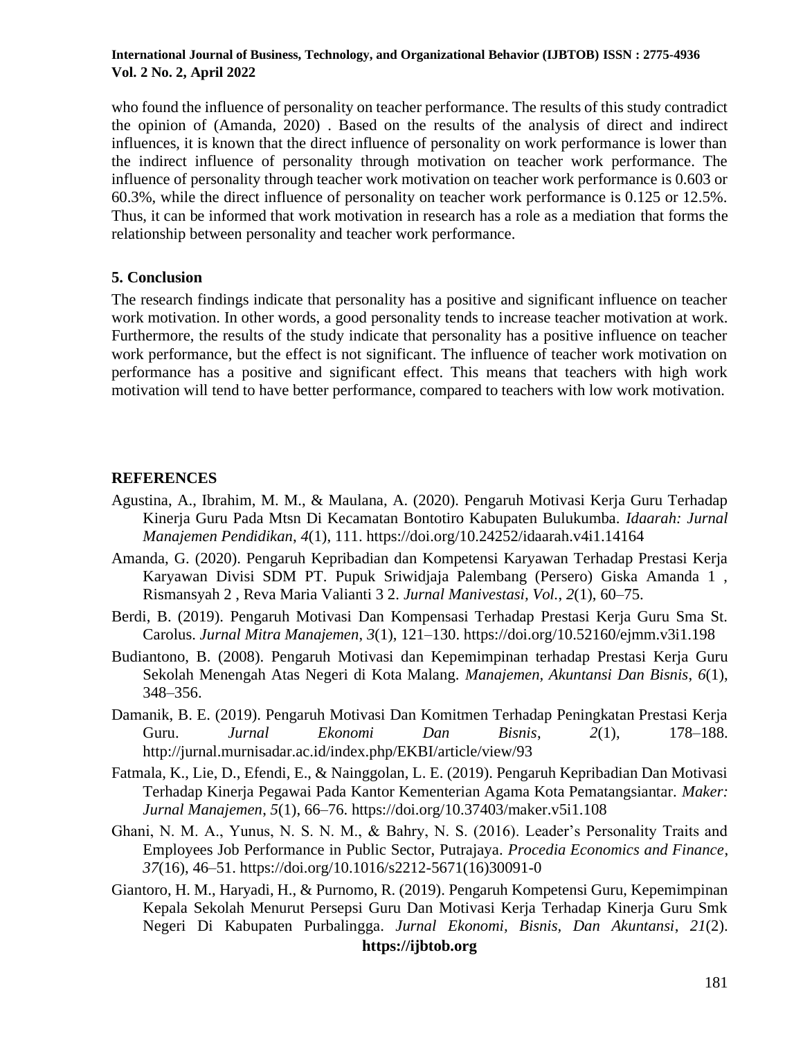who found the influence of personality on teacher performance. The results of this study contradict the opinion of (Amanda, 2020) . Based on the results of the analysis of direct and indirect influences, it is known that the direct influence of personality on work performance is lower than the indirect influence of personality through motivation on teacher work performance. The influence of personality through teacher work motivation on teacher work performance is 0.603 or 60.3%, while the direct influence of personality on teacher work performance is 0.125 or 12.5%. Thus, it can be informed that work motivation in research has a role as a mediation that forms the relationship between personality and teacher work performance.

## 5. Conclusion

The research findings indicate that personality has a positive and significant influence on teacher work motivation. In other words, a good personality tends to increase teacher motivation at work. Furthermore, the results of the study indicate that personality has a positive influence on teacher work performance, but the effect is not significant. The influence of teacher work motivation on performance has a positive and significant effect. This means that teachers with high work motivation will tend to have better performance, compared to teachers with low work motivation.

## REFERENCES

Agustina, A., Ibrahim, M. M., & Maulana, A. (2020). Pengaruh Motivasi Kerja Guru Terhadap Kinerja Guru Pada Mtsn Di Kecamatan Bontotiro Kabupaten Bulukumba. *Idaarah: Jurnal Manajemen Pendidikan*, *4*(1), 111. https://doi.org/10.24252/idaarah.v4i1.14164

Amanda, G. (2020). Pengaruh Kepribadian dan Kompetensi Karyawan Terhadap Prestasi Kerja Karyawan Divisi SDM PT. Pupuk Sriwidjaja Palembang (Persero) Giska Amanda 1 , Rismansyah 2 , Reva Maria Valianti 3 2. *Jurnal Manivestasi*, *Vol.*, *2*(1), 60–75.

Berdi, B. (2019). Pengaruh Motivasi Dan Kompensasi Terhadap Prestasi Kerja Guru Sma St. Carolus. *Jurnal Mitra Manajemen*, *3*(1), 121–130. https://doi.org/10.52160/ejmm.v3i1.198

Budiantono, B. (2008). Pengaruh Motivasi dan Kepemimpinan terhadap Prestasi Kerja Guru Sekolah Menengah Atas Negeri di Kota Malang. *Manajemen, Akuntansi Dan Bisnis*, *6*(1), 348–356.

Damanik, B. E. (2019). Pengaruh Motivasi Dan Komitmen Terhadap Peningkatan Prestasi Kerja Guru. *Jurnal Ekonomi Dan Bisnis*, *2*(1), 178–188. http://jurnal.murnisadar.ac.id/index.php/EKBI/article/view/93

Fatmala, K., Lie, D., Efendi, E., & Nainggolan, L. E. (2019). Pengaruh Kepribadian Dan Motivasi Terhadap Kinerja Pegawai Pada Kantor Kementerian Agama Kota Pematangsiantar. *Maker: Jurnal Manajemen*, *5*(1), 66–76. https://doi.org/10.37403/maker.v5i1.108

Ghani, N. M. A., Yunus, N. S. N. M., & Bahry, N. S. (2016). Leader's Personality Traits and Employees Job Performance in Public Sector, Putrajaya. *Procedia Economics and Finance*, *37*(16), 46–51. https://doi.org/10.1016/s2212-5671(16)30091-0

Giantoro, H. M., Haryadi, H., & Purnomo, R. (2019). Pengaruh Kompetensi Guru, Kepemimpinan Kepala Sekolah Menurut Persepsi Guru Dan Motivasi Kerja Terhadap Kinerja Guru Smk Negeri Di Kabupaten Purbalingga. *Jurnal Ekonomi, Bisnis, Dan Akuntansi*, *21*(2).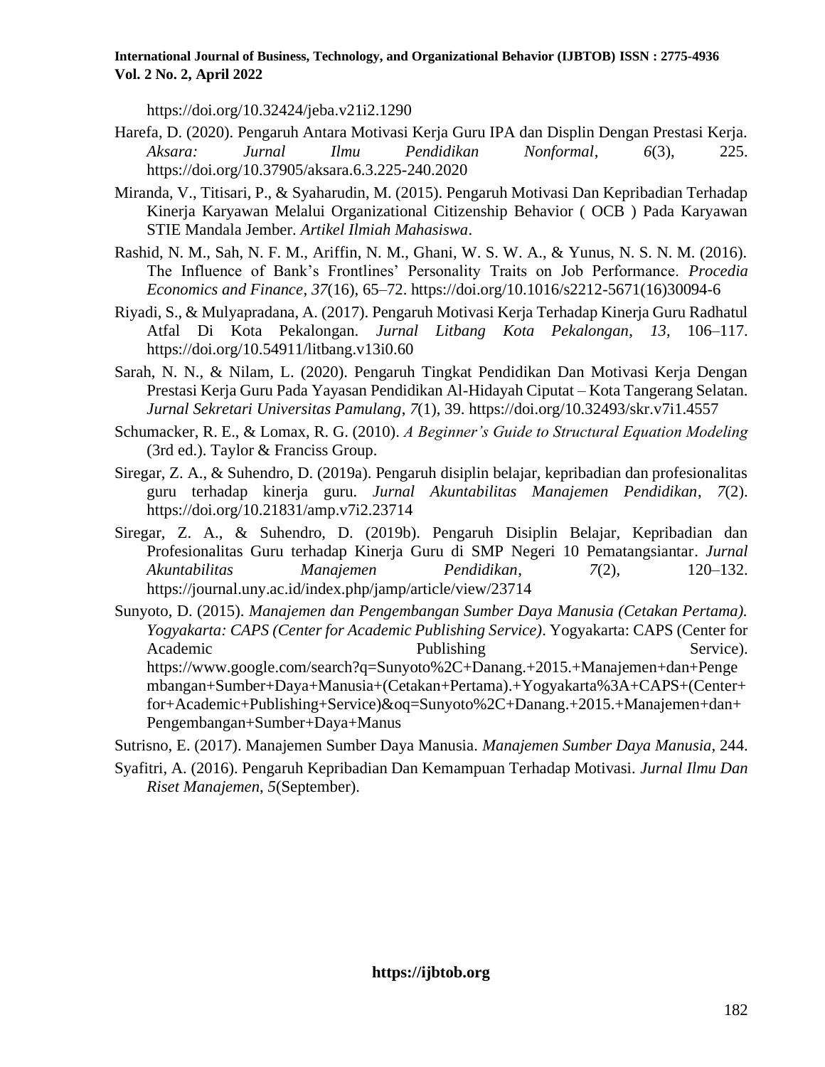https://doi.org/10.32424/jeba.v21i2.1290

Harefa, D. (2020). Pengaruh Antara Motivasi Kerja Guru IPA dan Displin Dengan Prestasi Kerja. *Aksara: Jurnal Ilmu Pendidikan Nonformal*, *6*(3), 225. https://doi.org/10.37905/aksara.6.3.225-240.2020

Miranda, V., Titisari, P., & Syaharudin, M. (2015). Pengaruh Motivasi Dan Kepribadian Terhadap Kinerja Karyawan Melalui Organizational Citizenship Behavior ( OCB ) Pada Karyawan STIE Mandala Jember. *Artikel Ilmiah Mahasiswa*.

Rashid, N. M., Sah, N. F. M., Ariffin, N. M., Ghani, W. S. W. A., & Yunus, N. S. N. M. (2016). The Influence of Bank's Frontlines' Personality Traits on Job Performance. *Procedia Economics and Finance*, *37*(16), 65–72. https://doi.org/10.1016/s2212-5671(16)30094-6

Riyadi, S., & Mulyapradana, A. (2017). Pengaruh Motivasi Kerja Terhadap Kinerja Guru Radhatul Atfal Di Kota Pekalongan. *Jurnal Litbang Kota Pekalongan*, *13*, 106–117. https://doi.org/10.54911/litbang.v13i0.60

Sarah, N. N., & Nilam, L. (2020). Pengaruh Tingkat Pendidikan Dan Motivasi Kerja Dengan Prestasi Kerja Guru Pada Yayasan Pendidikan Al-Hidayah Ciputat – Kota Tangerang Selatan. *Jurnal Sekretari Universitas Pamulang*, *7*(1), 39. https://doi.org/10.32493/skr.v7i1.4557

Schumacker, R. E., & Lomax, R. G. (2010). *A Beginner's Guide to Structural Equation Modeling* (3rd ed.). Taylor & Franciss Group.

Siregar, Z. A., & Suhendro, D. (2019a). Pengaruh disiplin belajar, kepribadian dan profesionalitas guru terhadap kinerja guru. *Jurnal Akuntabilitas Manajemen Pendidikan*, *7*(2). https://doi.org/10.21831/amp.v7i2.23714

Siregar, Z. A., & Suhendro, D. (2019b). Pengaruh Disiplin Belajar, Kepribadian dan Profesionalitas Guru terhadap Kinerja Guru di SMP Negeri 10 Pematangsiantar. *Jurnal Akuntabilitas Manajemen Pendidikan*, *7*(2), 120–132. https://journal.uny.ac.id/index.php/jamp/article/view/23714

Sunyoto, D. (2015). *Manajemen dan Pengembangan Sumber Daya Manusia (Cetakan Pertama). Yogyakarta: CAPS (Center for Academic Publishing Service)*. Yogyakarta: CAPS (Center for Academic Publishing Service). https://www.google.com/search?q=Sunyoto%2C+Danang.+2015.+Manajemen+dan+Pengembangan+Sumber+Daya+Manusia+(Cetakan+Pertama).+Yogyakarta%3A+CAPS+(Center+for+Academic+Publishing+Service)&oq=Sunyoto%2C+Danang.+2015.+Manajemen+dan+Pengembangan+Sumber+Daya+Manus

Sutrisno, E. (2017). Manajemen Sumber Daya Manusia. *Manajemen Sumber Daya Manusia*, 244.

Syafitri, A. (2016). Pengaruh Kepribadian Dan Kemampuan Terhadap Motivasi. *Jurnal Ilmu Dan Riset Manajemen*, *5*(September).